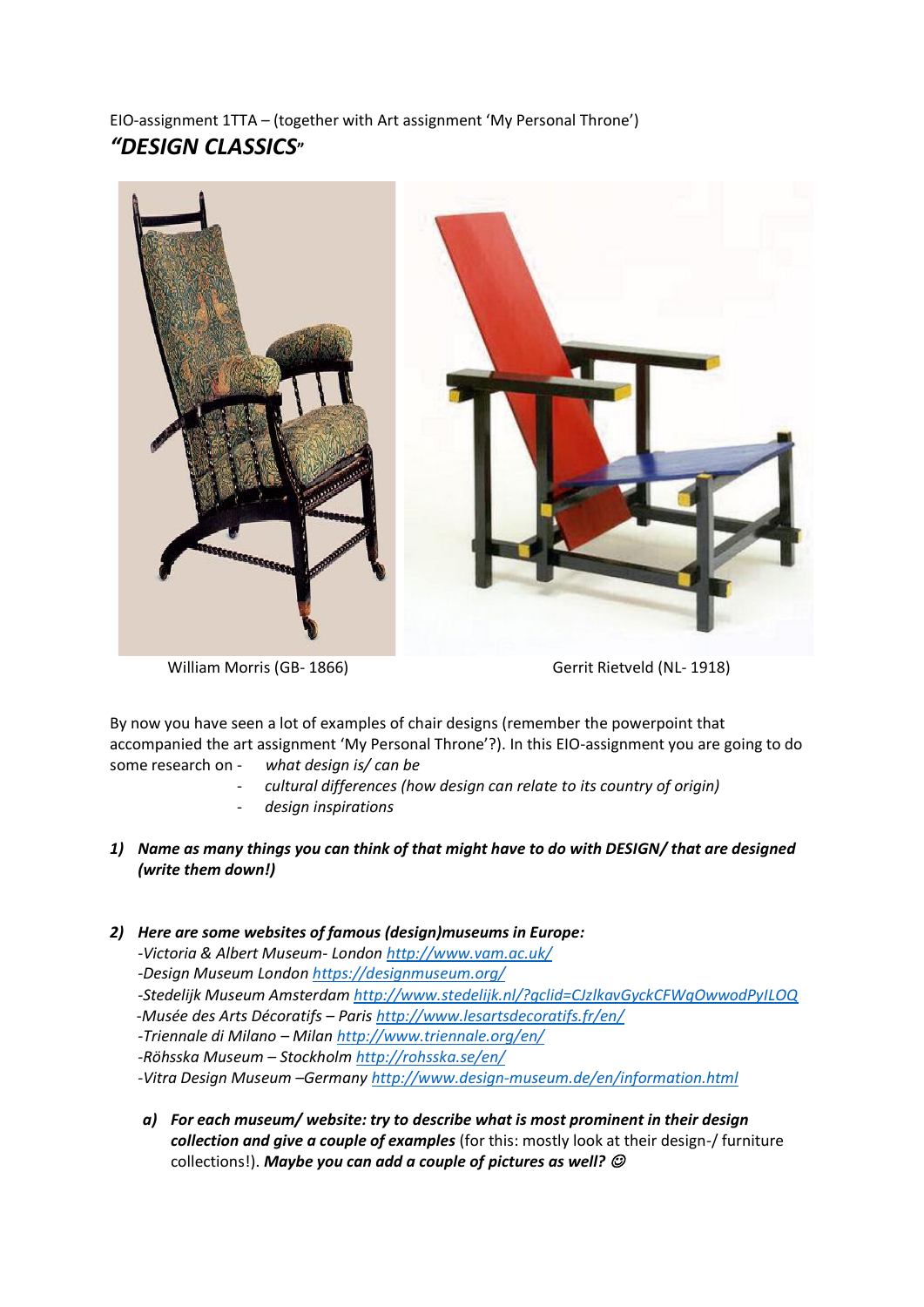EIO-assignment 1TTA – (together with Art assignment 'My Personal Throne')

# *"DESIGN CLASSICS"*

William Morris (GB- 1866)

Gerrit Rietveld (NL- 1918)

By now you have seen a lot of examples of chair designs (remember the powerpoint that accompanied the art assignment 'My Personal Throne'?). In this EIO-assignment you are going to do some research on

- *what design is/ can be*
- *cultural differences (how design can relate to its country of origin)*
- *design inspirations*

1) ***Name as many things you can think of that might have to do with DESIGN/ that are designed (write them down!)***

2) ***Here are some websites of famous (design)museums in Europe:***

   *-Victoria & Albert Museum- London [http://www.vam.ac.uk/](http://www.vam.ac.uk/)*
   *-Design Museum London [https://designmuseum.org/](https://designmuseum.org/)*
   *-Stedelijk Museum Amsterdam [http://www.stedelijk.nl/?gclid=CJzlkavGyckCFWgOwwodPyILOQ](http://www.stedelijk.nl/?gclid=CJzlkavGyckCFWgOwwodPyILOQ)*
   *-Musée des Arts Décoratifs – Paris [http://www.lesartsdecoratifs.fr/en/](http://www.lesartsdecoratifs.fr/en/)*
   *-Triennale di Milano – Milan [http://www.triennale.org/en/](http://www.triennale.org/en/)*
   *-Röhsska Museum – Stockholm [http://rohsska.se/en/](http://rohsska.se/en/)*
   *-Vitra Design Museum –Germany [http://www.design-museum.de/en/information.html](http://www.design-museum.de/en/information.html)*

   a) ***For each museum/ website: try to describe what is most prominent in their design collection and give a couple of examples*** (for this: mostly look at their design-/ furniture collections!). ***Maybe you can add a couple of pictures as well?*** ☺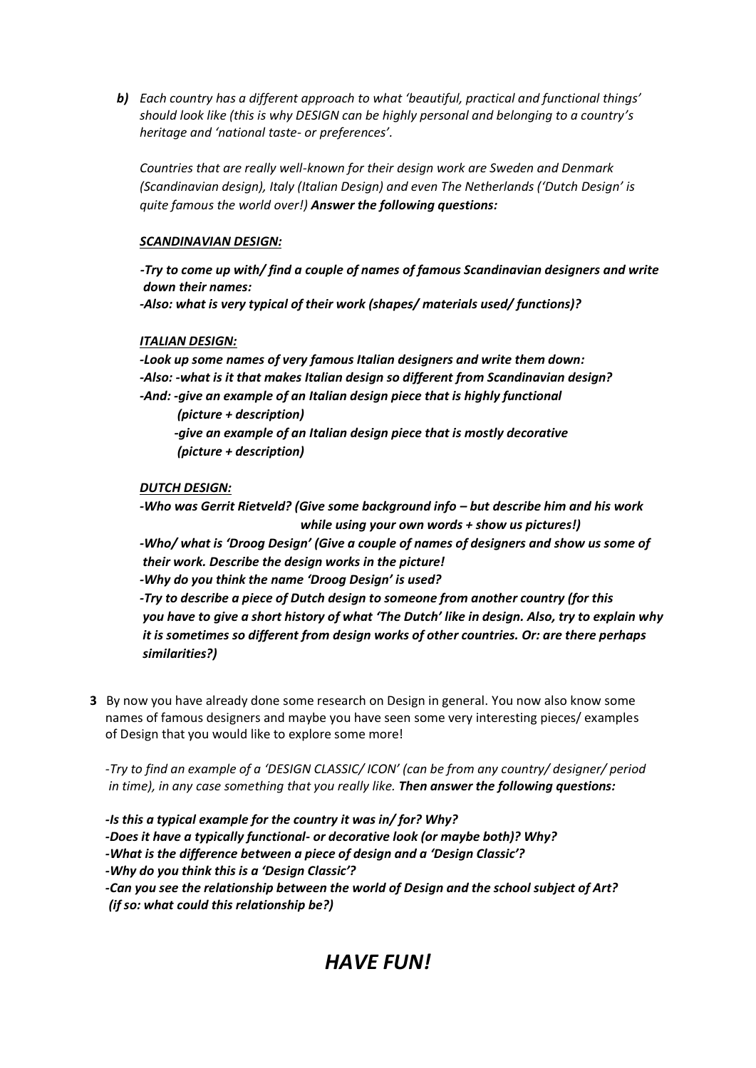***b)*** *Each country has a different approach to what 'beautiful, practical and functional things' should look like (this is why DESIGN can be highly personal and belonging to a country's heritage and 'national taste- or preferences'.*

*Countries that are really well-known for their design work are Sweden and Denmark (Scandinavian design), Italy (Italian Design) and even The Netherlands ('Dutch Design' is quite famous the world over!)* ***Answer the following questions:***

***SCANDINAVIAN DESIGN:***

***-Try to come up with/ find a couple of names of famous Scandinavian designers and write down their names:***
***-Also: what is very typical of their work (shapes/ materials used/ functions)?***

***ITALIAN DESIGN:***

***-Look up some names of very famous Italian designers and write them down:***
***-Also: -what is it that makes Italian design so different from Scandinavian design?***
***-And: -give an example of an Italian design piece that is highly functional (picture + description)***
***-give an example of an Italian design piece that is mostly decorative (picture + description)***

***DUTCH DESIGN:***

***-Who was Gerrit Rietveld? (Give some background info – but describe him and his work while using your own words + show us pictures!)***
***-Who/ what is 'Droog Design' (Give a couple of names of designers and show us some of their work. Describe the design works in the picture!***
***-Why do you think the name 'Droog Design' is used?***
***-Try to describe a piece of Dutch design to someone from another country (for this you have to give a short history of what 'The Dutch' like in design. Also, try to explain why it is sometimes so different from design works of other countries. Or: are there perhaps similarities?)***

**3** By now you have already done some research on Design in general. You now also know some names of famous designers and maybe you have seen some very interesting pieces/ examples of Design that you would like to explore some more!

*-Try to find an example of a 'DESIGN CLASSIC/ ICON' (can be from any country/ designer/ period in time), in any case something that you really like.* ***Then answer the following questions:***

***-Is this a typical example for the country it was in/ for? Why?***
***-Does it have a typically functional- or decorative look (or maybe both)? Why?***
***-What is the difference between a piece of design and a 'Design Classic'?***
***-Why do you think this is a 'Design Classic'?***
***-Can you see the relationship between the world of Design and the school subject of Art? (if so: what could this relationship be?)***

# *HAVE FUN!*